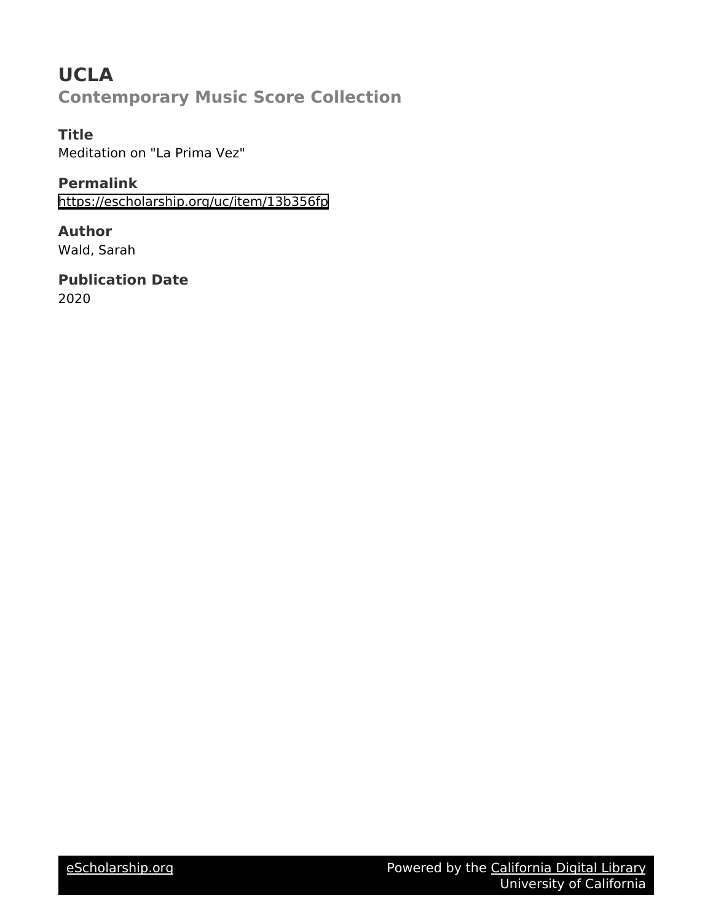# UCLA

## Contemporary Music Score Collection

### Title

Meditation on "La Prima Vez"

### Permalink

https://escholarship.org/uc/item/13b356fp

### Author

Wald, Sarah

### Publication Date

2020

eScholarship.org | Powered by the California Digital Library University of California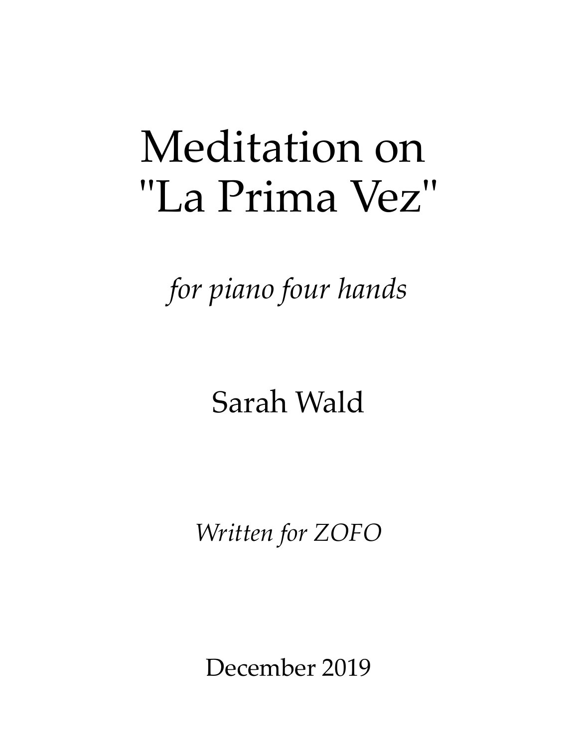# Meditation on "La Prima Vez"

*for piano four hands*

Sarah Wald

*Written for ZOFO*

December 2019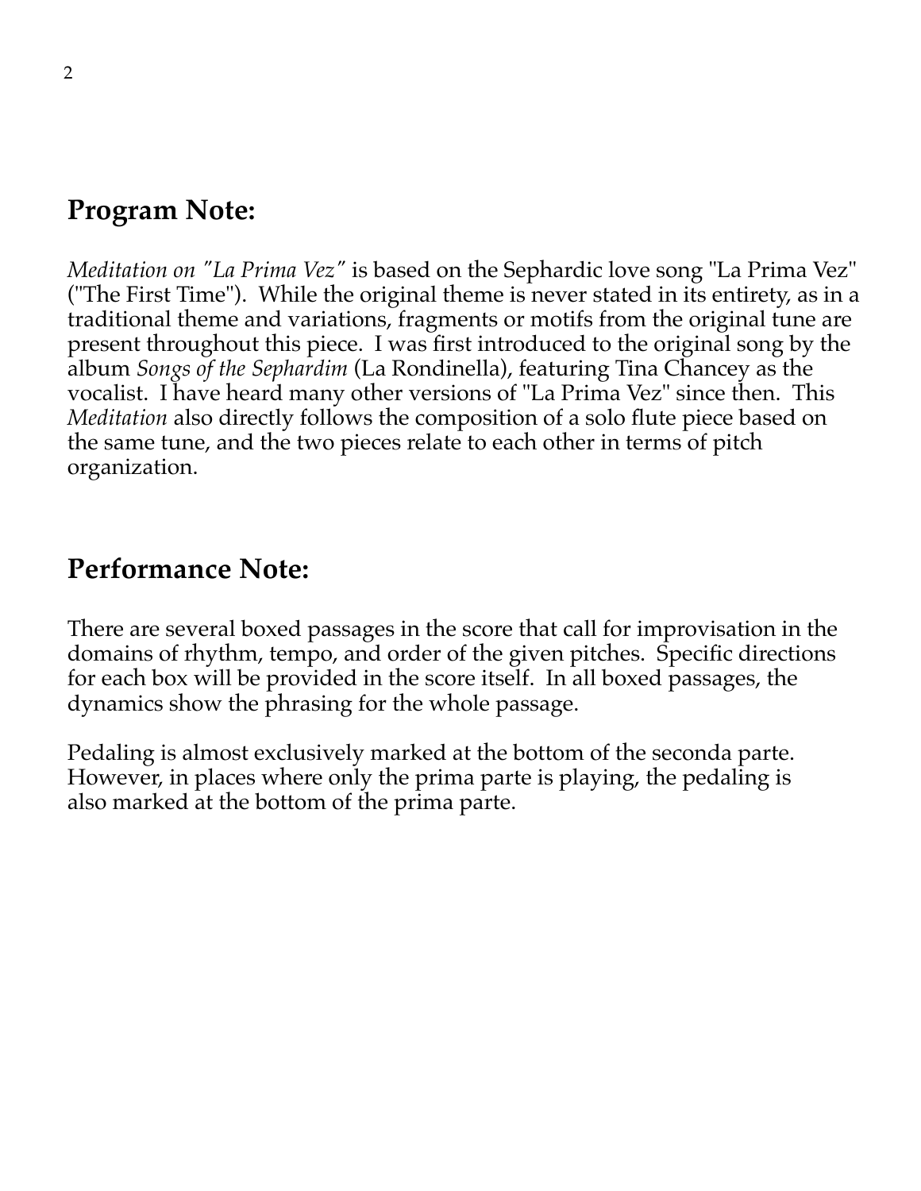## Program Note:

*Meditation on "La Prima Vez"* is based on the Sephardic love song "La Prima Vez" ("The First Time"). While the original theme is never stated in its entirety, as in a traditional theme and variations, fragments or motifs from the original tune are present throughout this piece. I was first introduced to the original song by the album *Songs of the Sephardim* (La Rondinella), featuring Tina Chancey as the vocalist. I have heard many other versions of "La Prima Vez" since then. This *Meditation* also directly follows the composition of a solo flute piece based on the same tune, and the two pieces relate to each other in terms of pitch organization.

## Performance Note:

There are several boxed passages in the score that call for improvisation in the domains of rhythm, tempo, and order of the given pitches. Specific directions for each box will be provided in the score itself. In all boxed passages, the dynamics show the phrasing for the whole passage.

Pedaling is almost exclusively marked at the bottom of the seconda parte. However, in places where only the prima parte is playing, the pedaling is also marked at the bottom of the prima parte.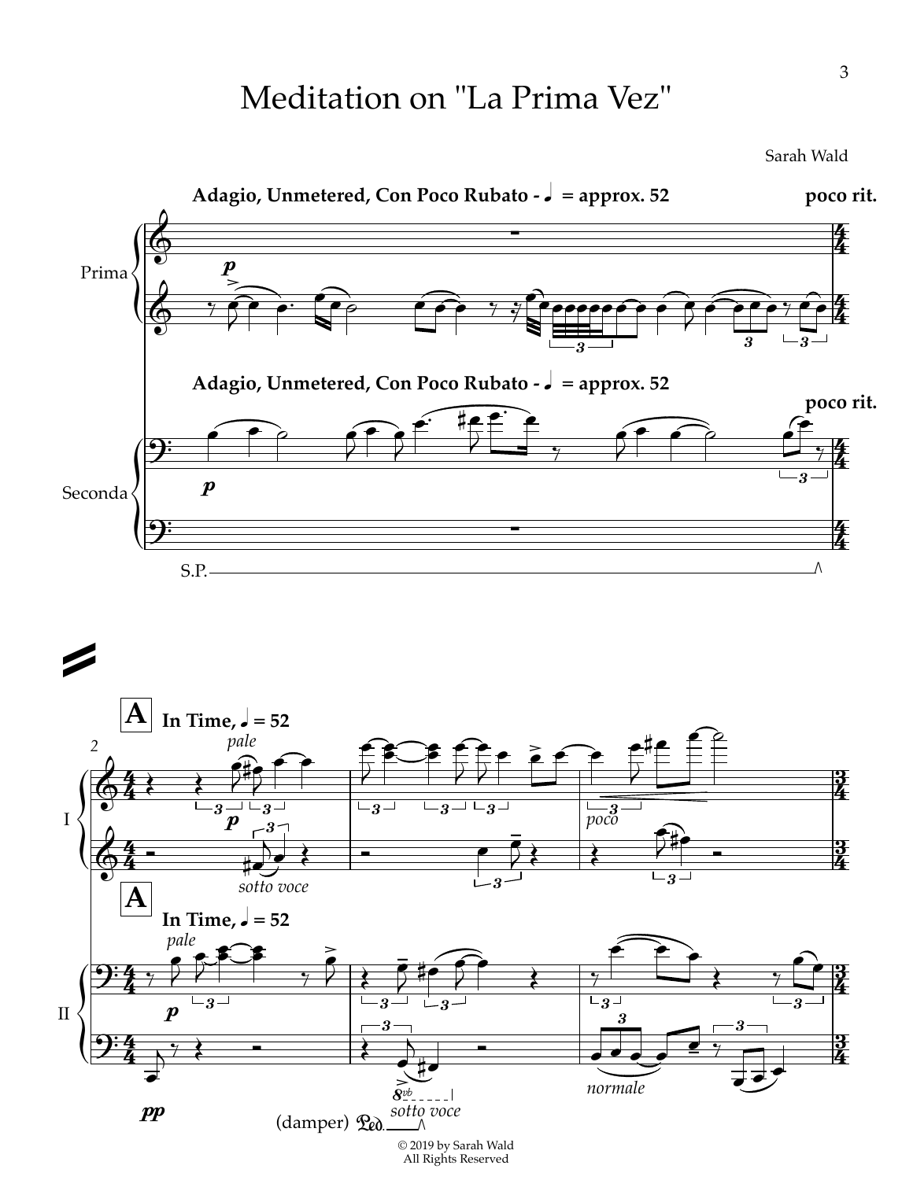# Meditation on "La Prima Vez"

Sarah Wald

© 2019 by Sarah Wald
All Rights Reserved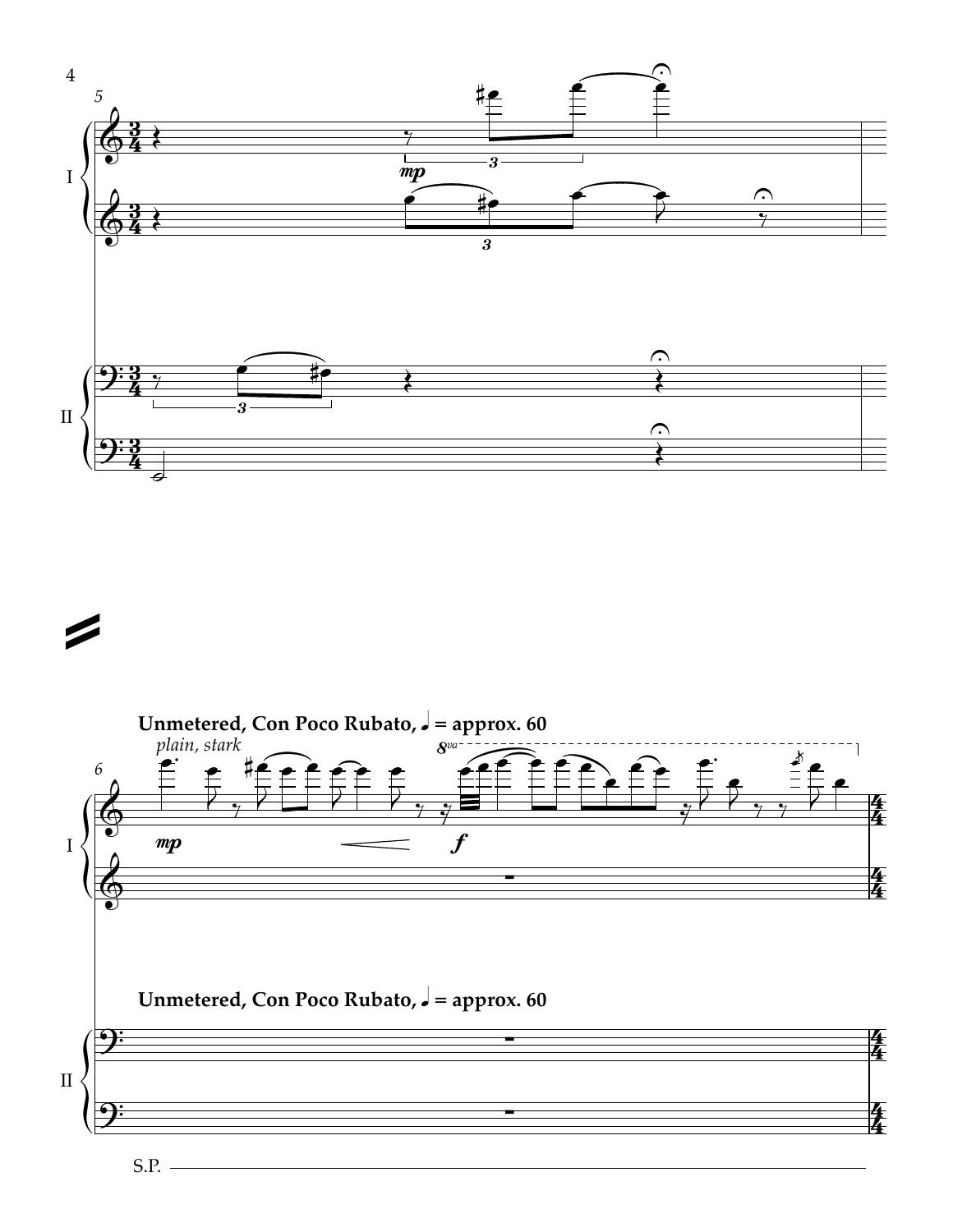**Unmetered, Con Poco Rubato, ♩ = approx. 60**

*plain, stark*

**Unmetered, Con Poco Rubato, ♩ = approx. 60**

S.P.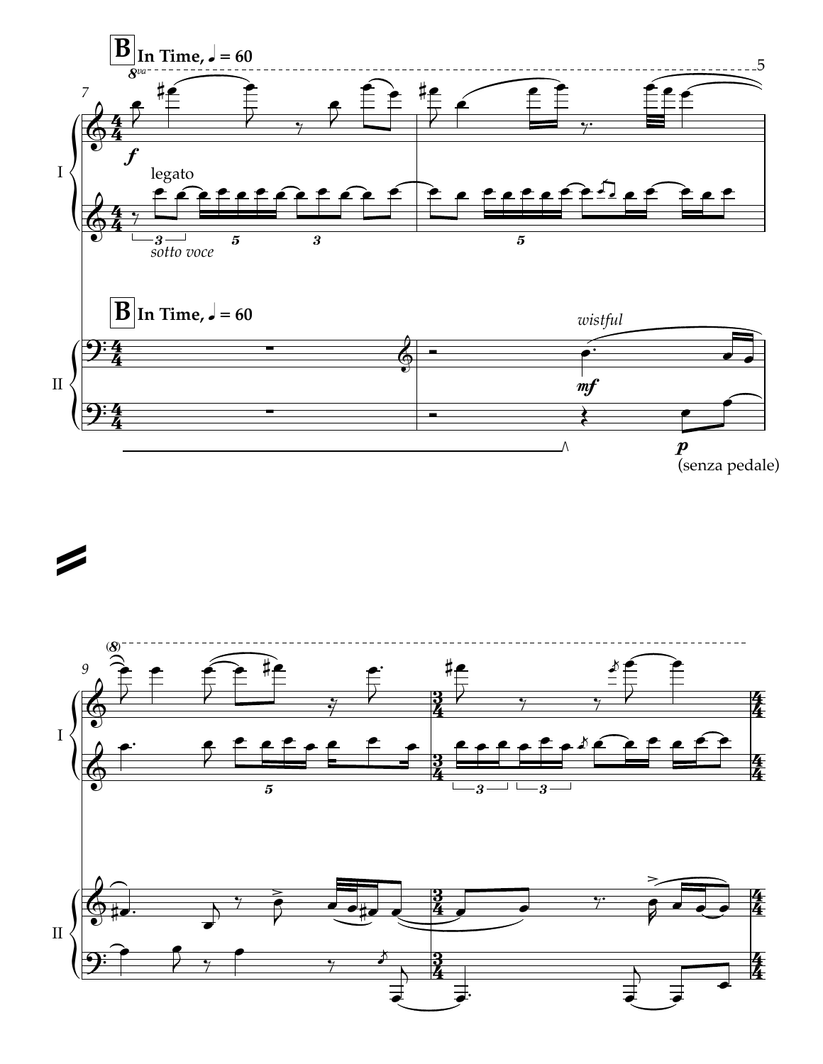**B** In Time, ♩ = 60

legato

*sotto voce*

**B** In Time, ♩ = 60

*wistful*

(senza pedale)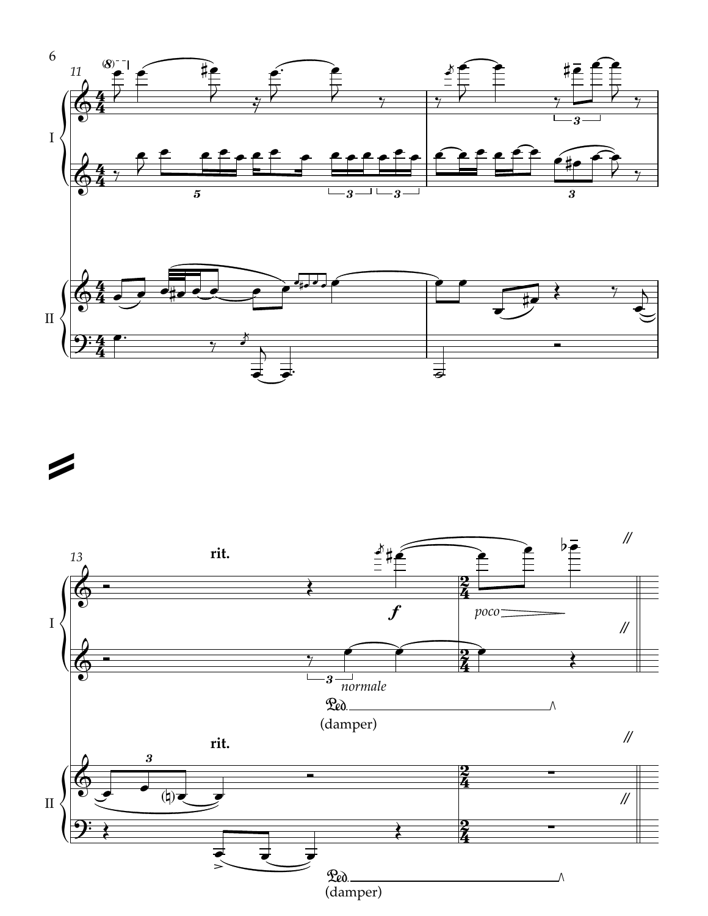rit.

*poco*

*normale*

Ped.
(damper)

rit.

Ped.
(damper)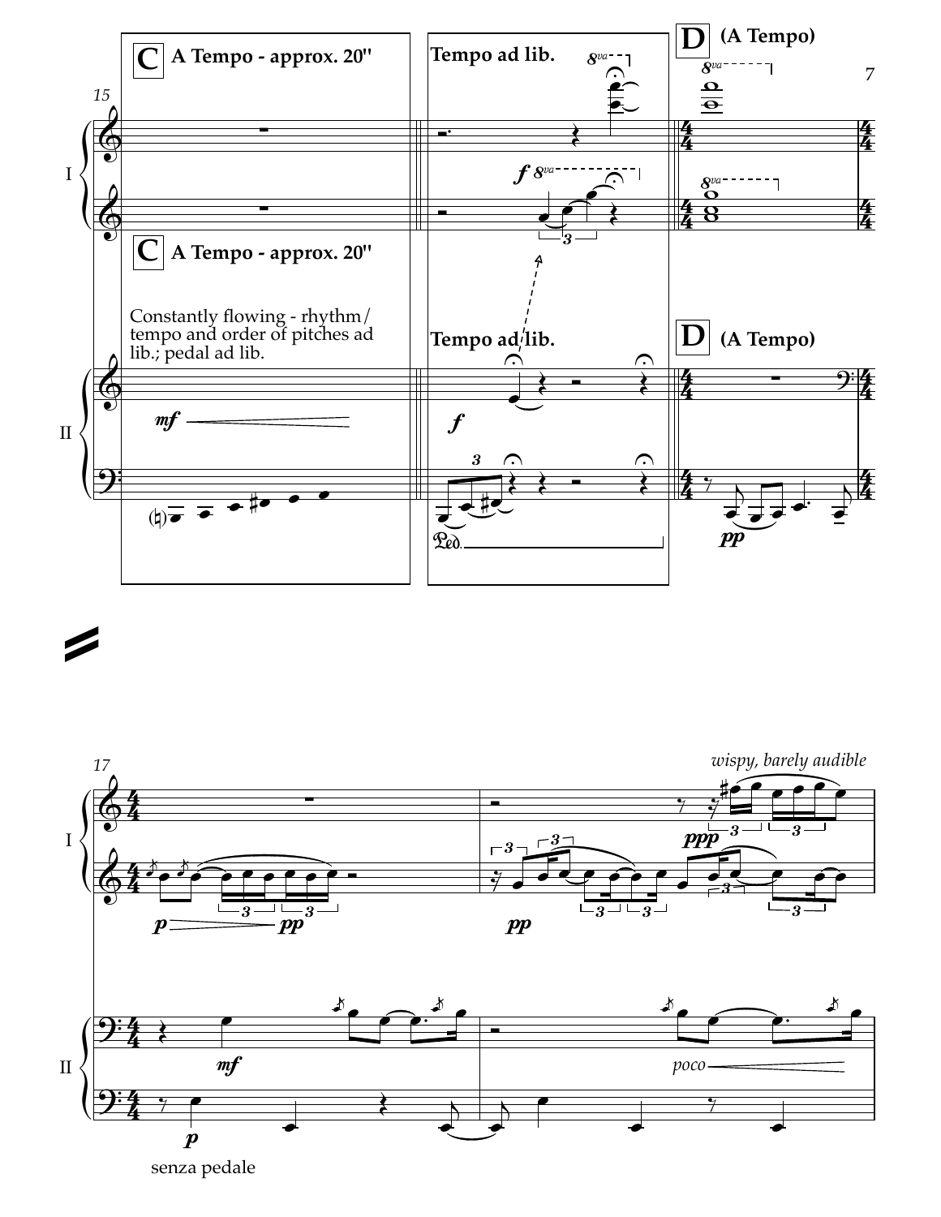**C** A Tempo - approx. 20"

Tempo ad lib.

**D** (A Tempo)

**C** A Tempo - approx. 20"

Constantly flowing - rhythm/tempo and order of pitches ad lib.; pedal ad lib.

Tempo ad lib.

**D** (A Tempo)

*wispy, barely audible*

*poco*

senza pedale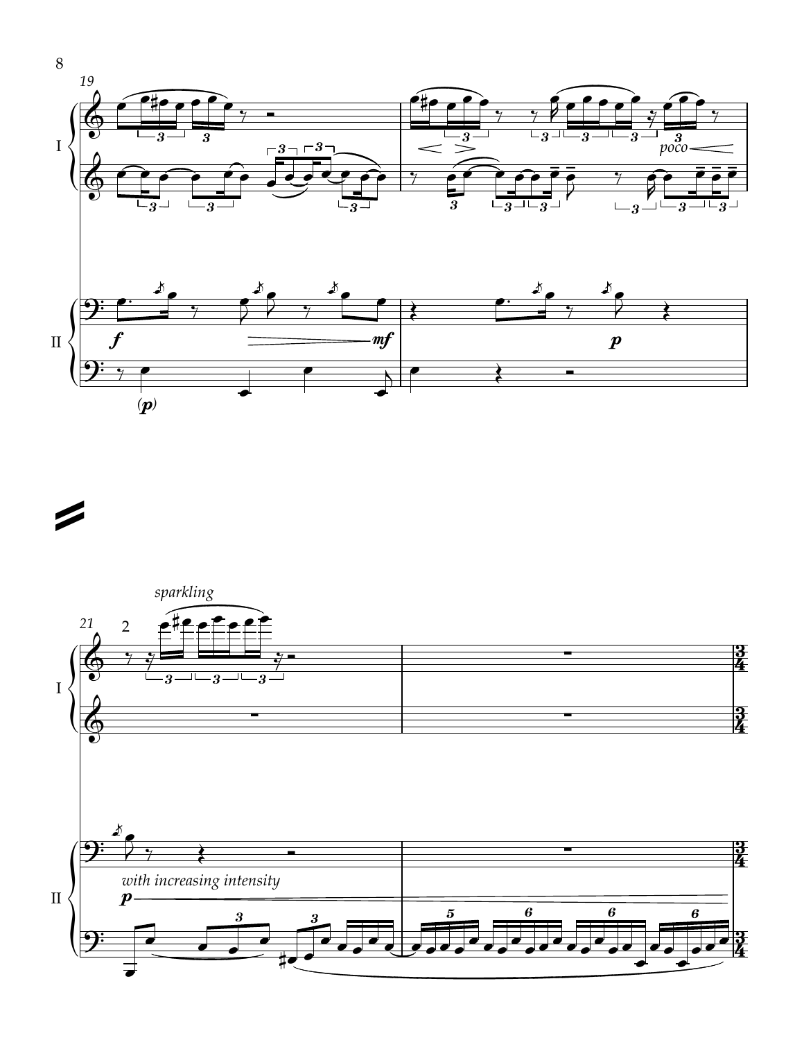19

I

II

*poco*

*f*

*mf*

*p*

*(p)*

21

*sparkling*

*with increasing intensity*

*p*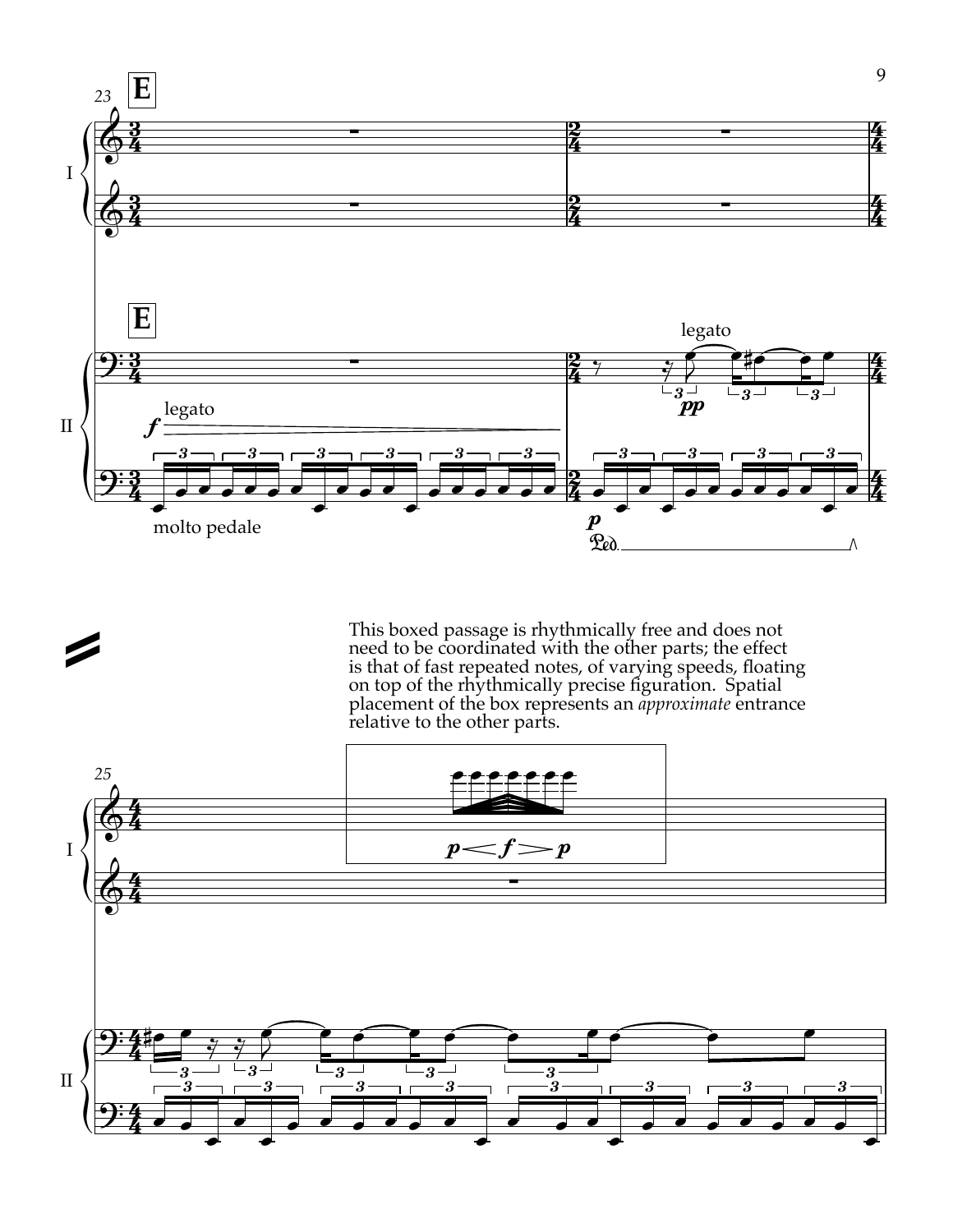This boxed passage is rhythmically free and does not need to be coordinated with the other parts; the effect is that of fast repeated notes, of varying speeds, floating on top of the rhythmically precise figuration. Spatial placement of the box represents an *approximate* entrance relative to the other parts.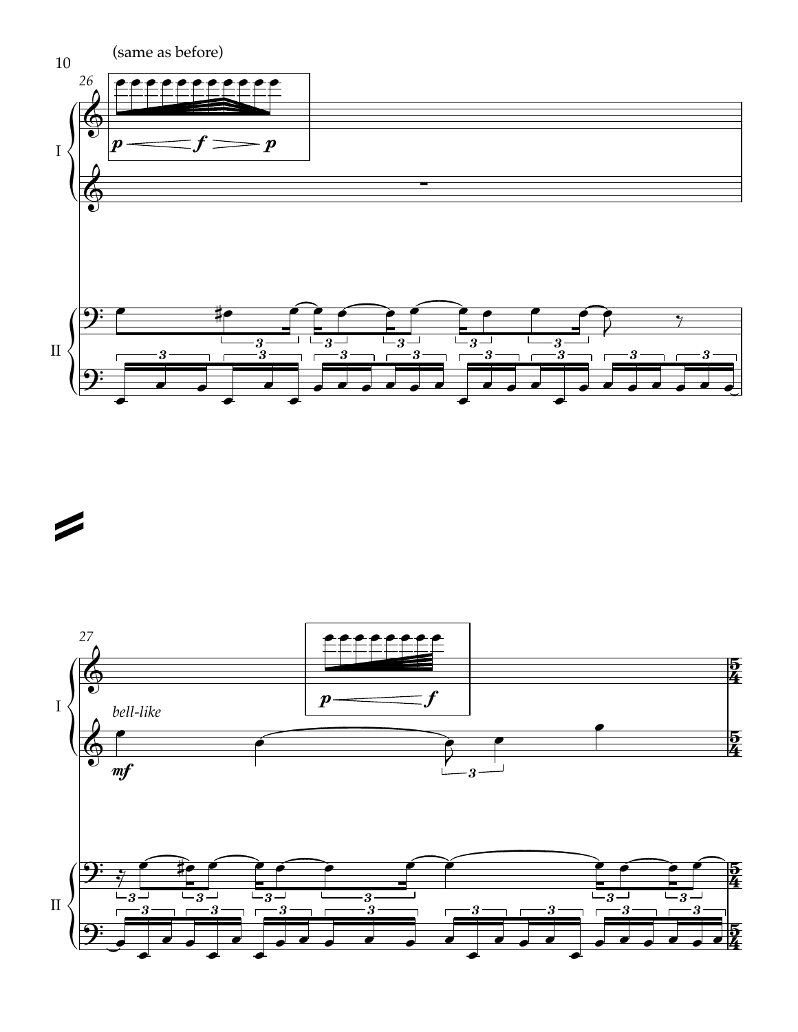(same as before)

*bell-like*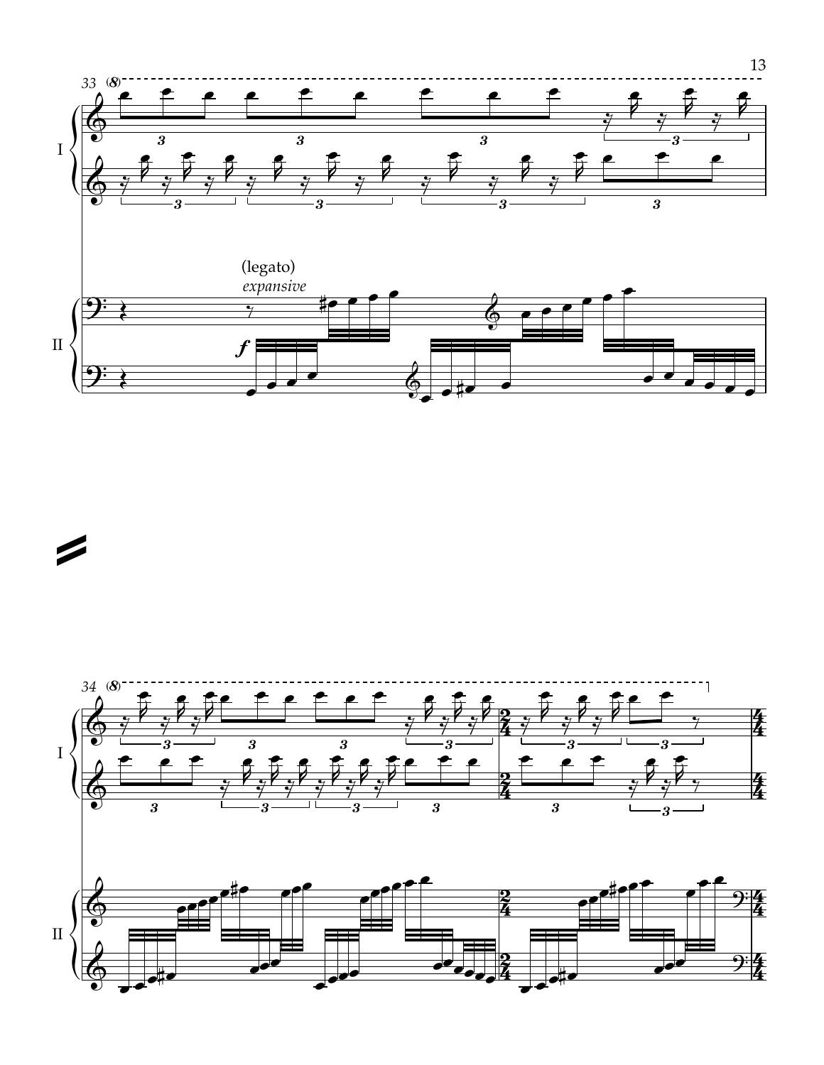(legato)

*expansive*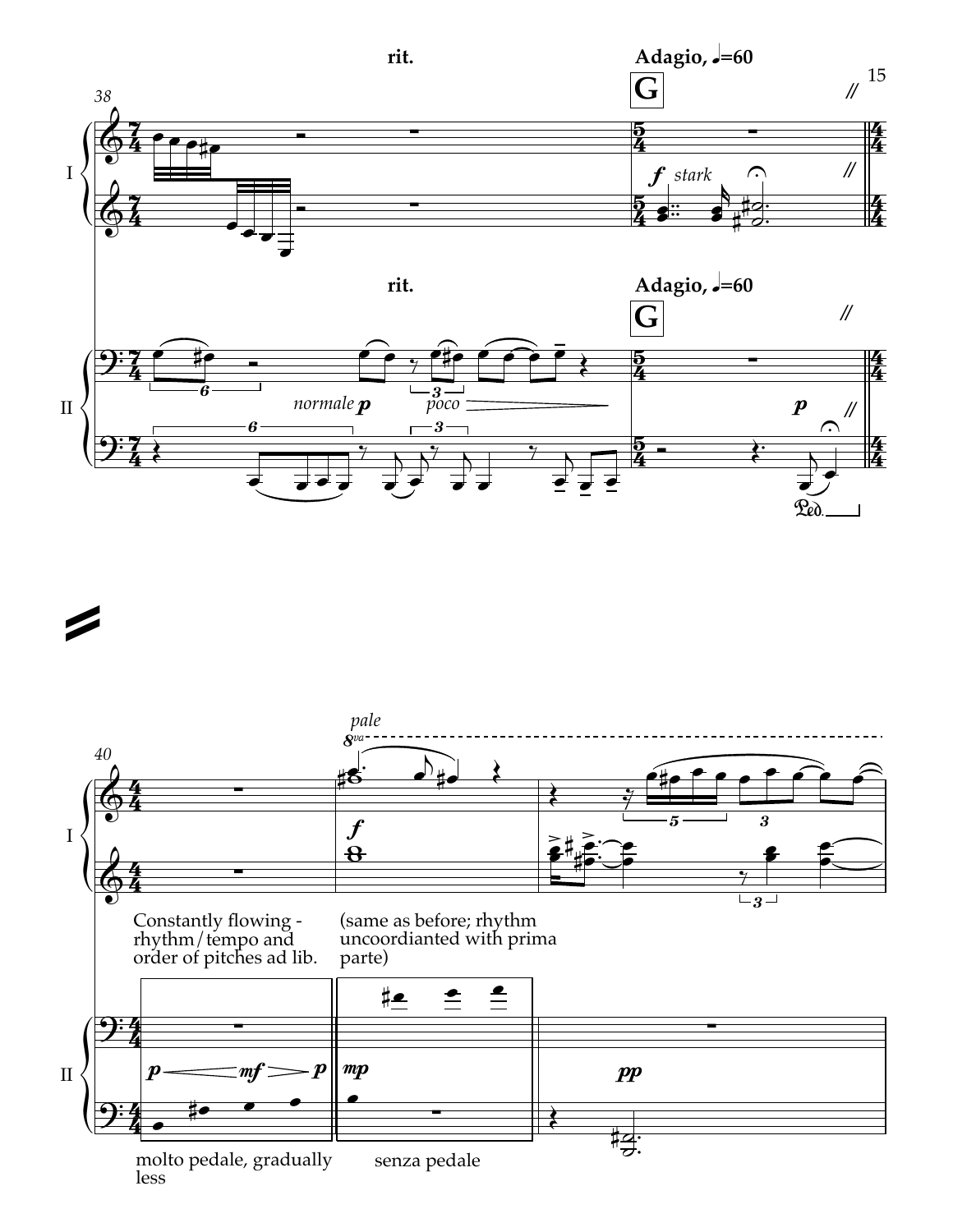rit.

Adagio, ♩=60

G

stark

normale

poco

Constantly flowing - rhythm/tempo and order of pitches ad lib.

(same as before; rhythm uncoordianted with prima parte)

pale

molto pedale, gradually less

senza pedale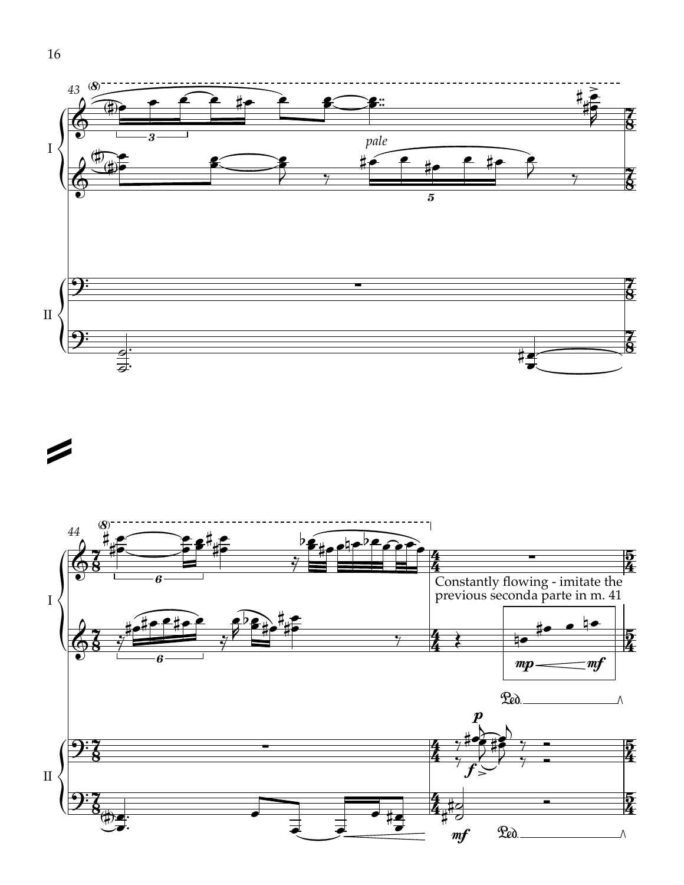43

I

II

*pale*

44

Constantly flowing - imitate the previous seconda parte in m. 41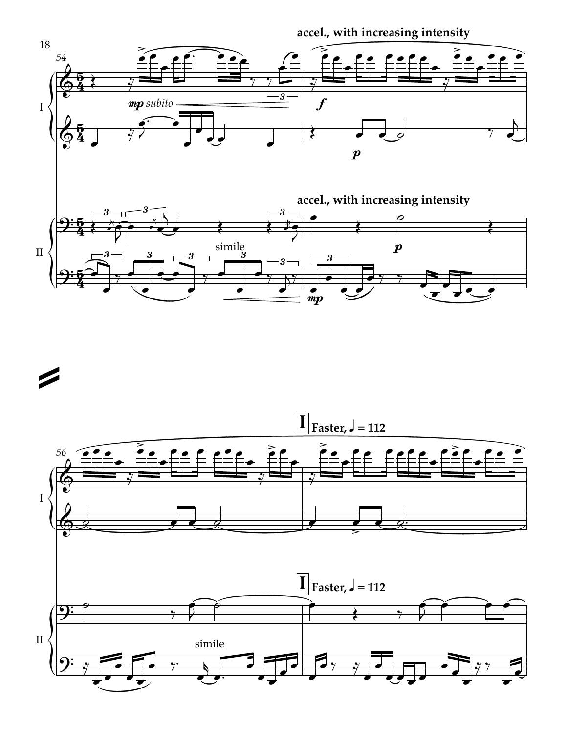accel., with increasing intensity

54

I

*mp subito*

*f*

*p*

II

accel., with increasing intensity

simile

*p*

*mp*

56

**I** Faster, ♩ = 112

I

II

**I** Faster, ♩ = 112

simile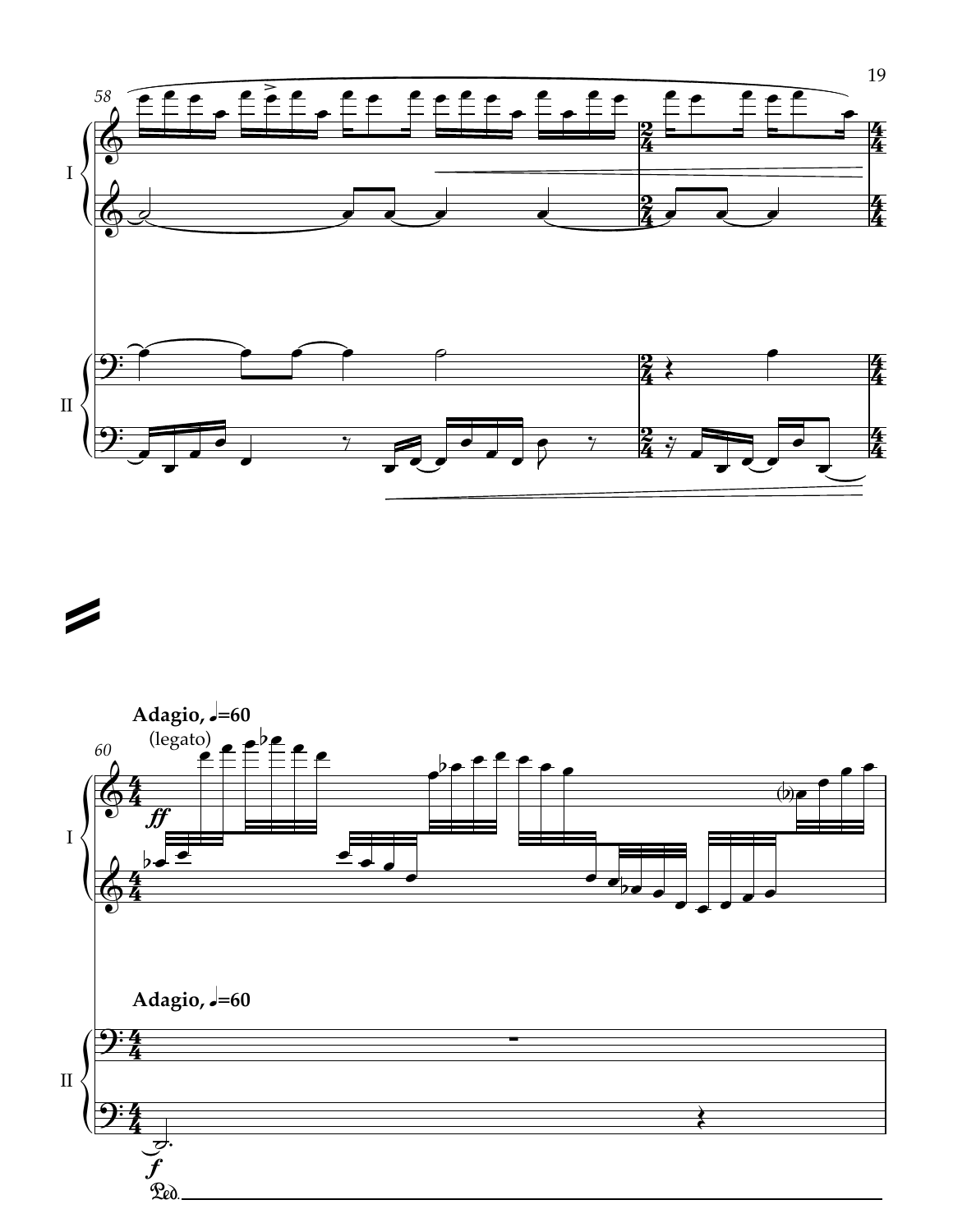Adagio, ♩=60

(legato)

Adagio, ♩=60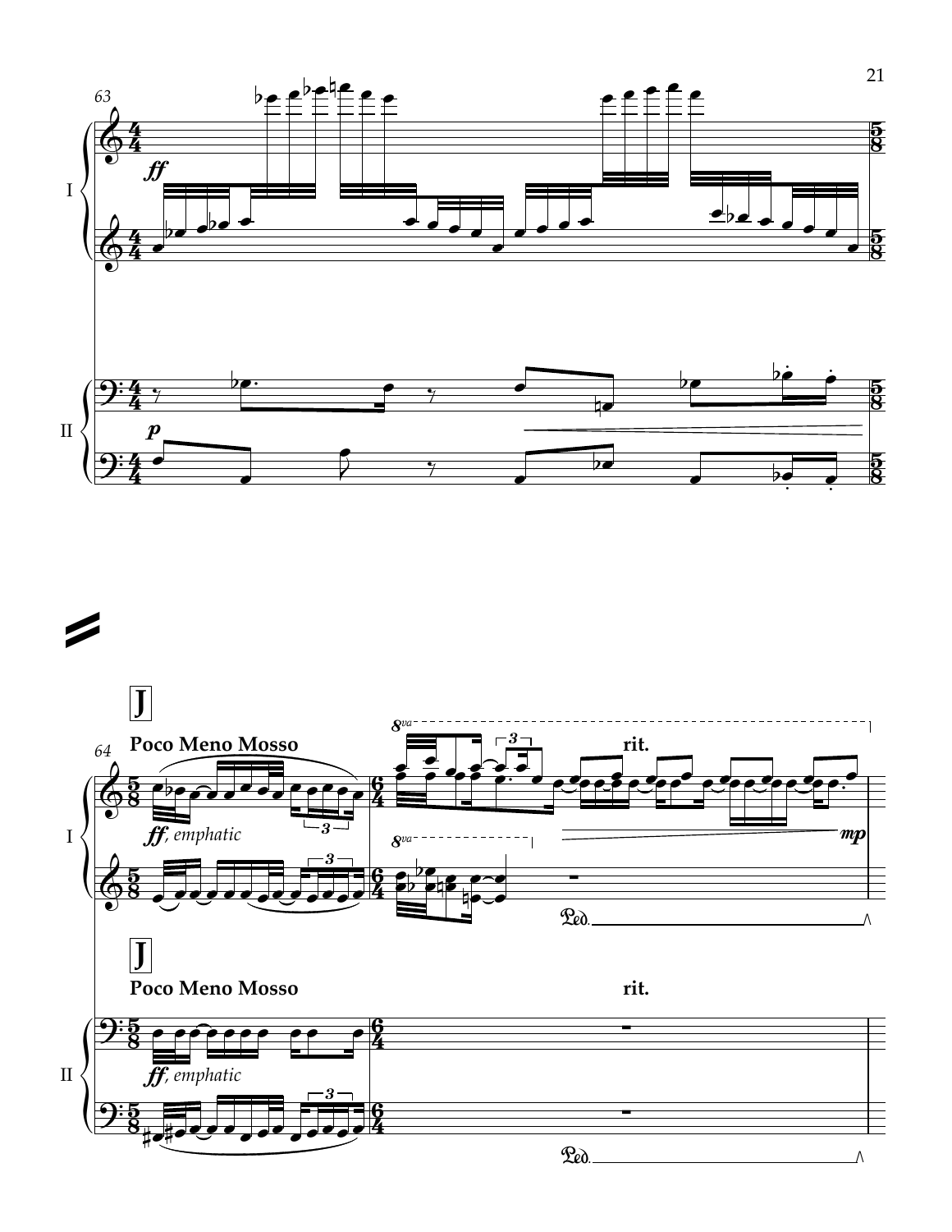**J**

**Poco Meno Mosso**

*ff, emphatic*

**rit.**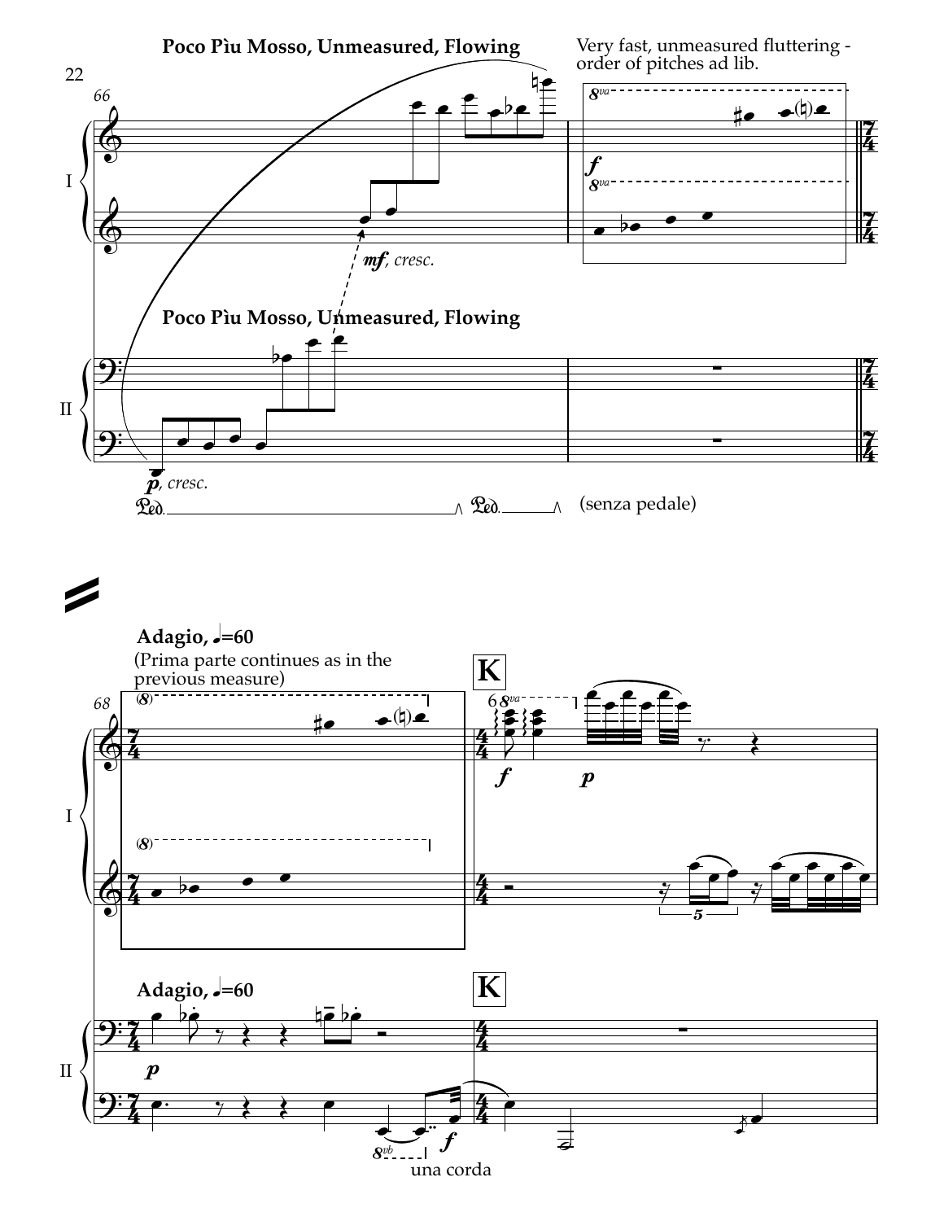**Poco Pìu Mosso, Unmeasured, Flowing**

Very fast, unmeasured fluttering - order of pitches ad lib.

**Poco Pìu Mosso, Unmeasured, Flowing**

(senza pedale)

**Adagio, ♩=60**

(Prima parte continues as in the previous measure)

**K**

**Adagio, ♩=60**

**K**

una corda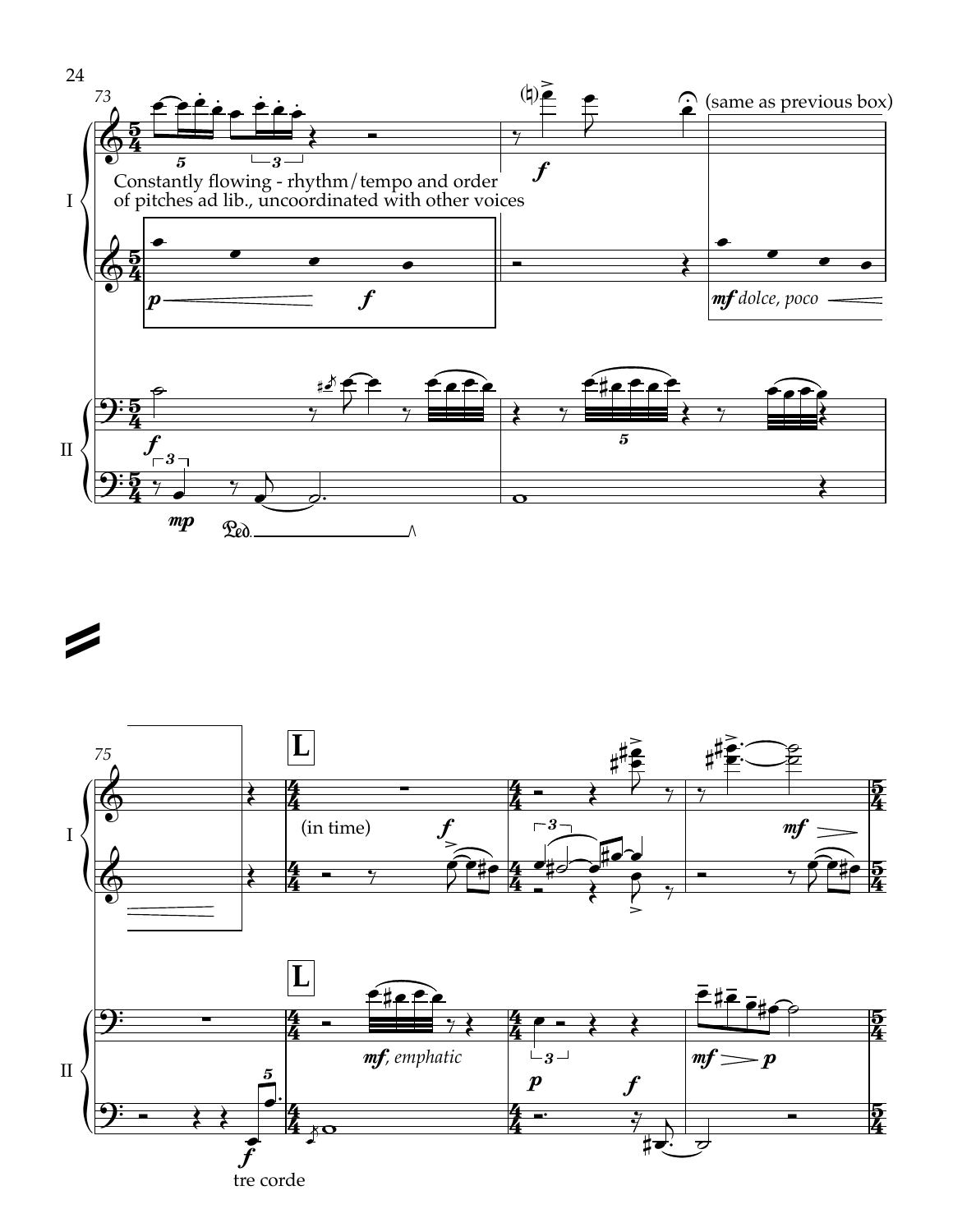Constantly flowing - rhythm/tempo and order of pitches ad lib., uncoordinated with other voices

(same as previous box)

*mf dolce, poco*

**L**

(in time)

*mf, emphatic*

tre corde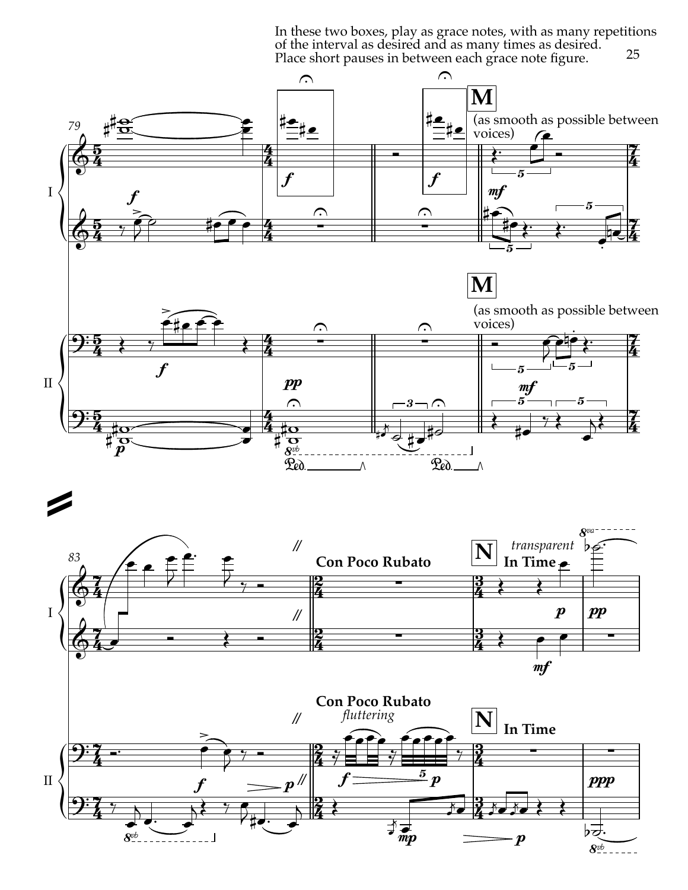In these two boxes, play as grace notes, with as many repetitions of the interval as desired and as many times as desired. Place short pauses in between each grace note figure.